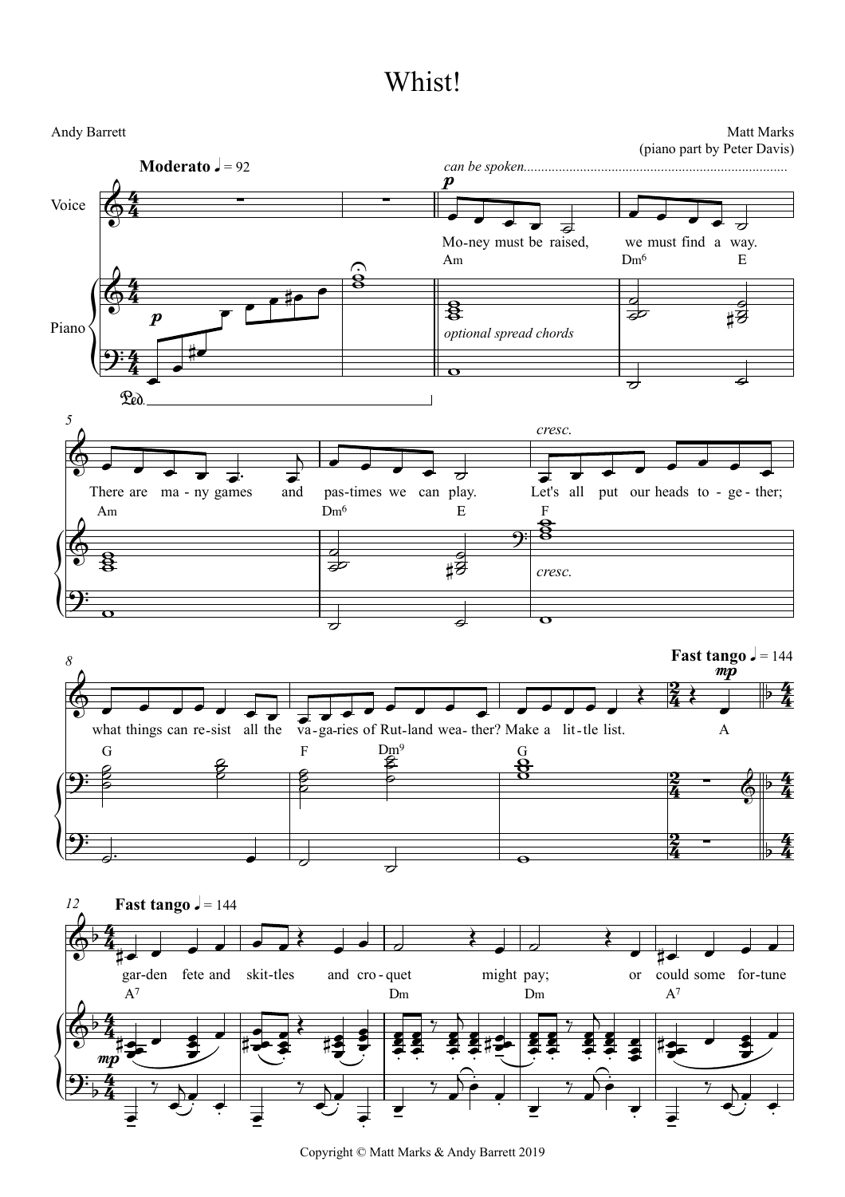# Whist!

Andy Barrett

Matt Marks
(piano part by Peter Davis)

**Moderato** ♩ = 92

*can be spoken*

Money must be raised, we must find a way.
There are many games and pastimes we can play.
Let's all put our heads together;
what things can resist all the vagaries of Rutland weather? Make a little list.

**Fast tango** ♩ = 144

A garden fete and skittles and croquet might pay;
or could some fortune

Copyright © Matt Marks & Andy Barrett 2019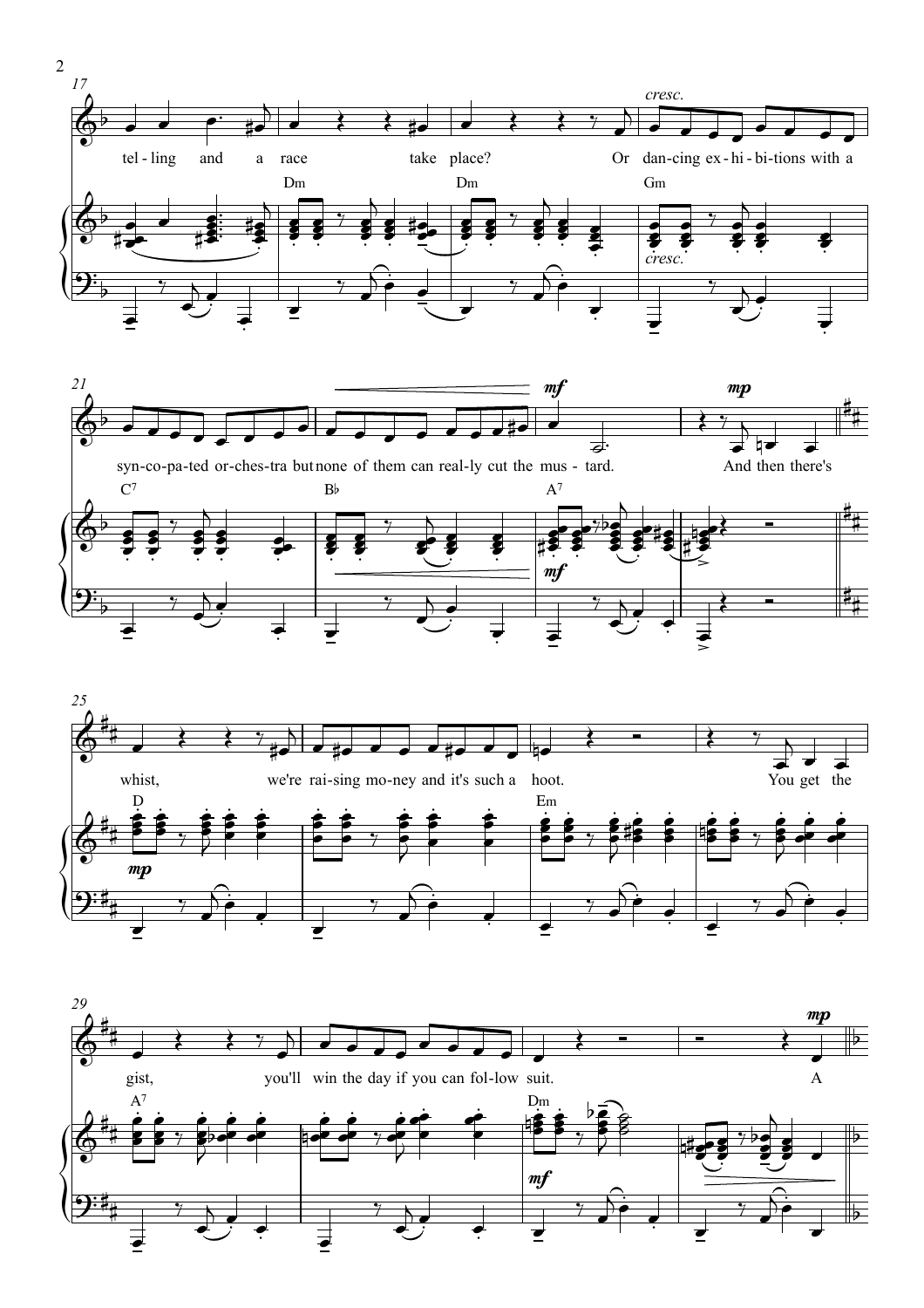tel - ling and a race take place? Or dan-cing ex - hi - bi-tions with a

syn-co-pa-ted or-ches-tra but none of them can real-ly cut the mus - tard. And then there's

whist, we're rai-sing mo-ney and it's such a hoot. You get the

gist, you'll win the day if you can fol-low suit. A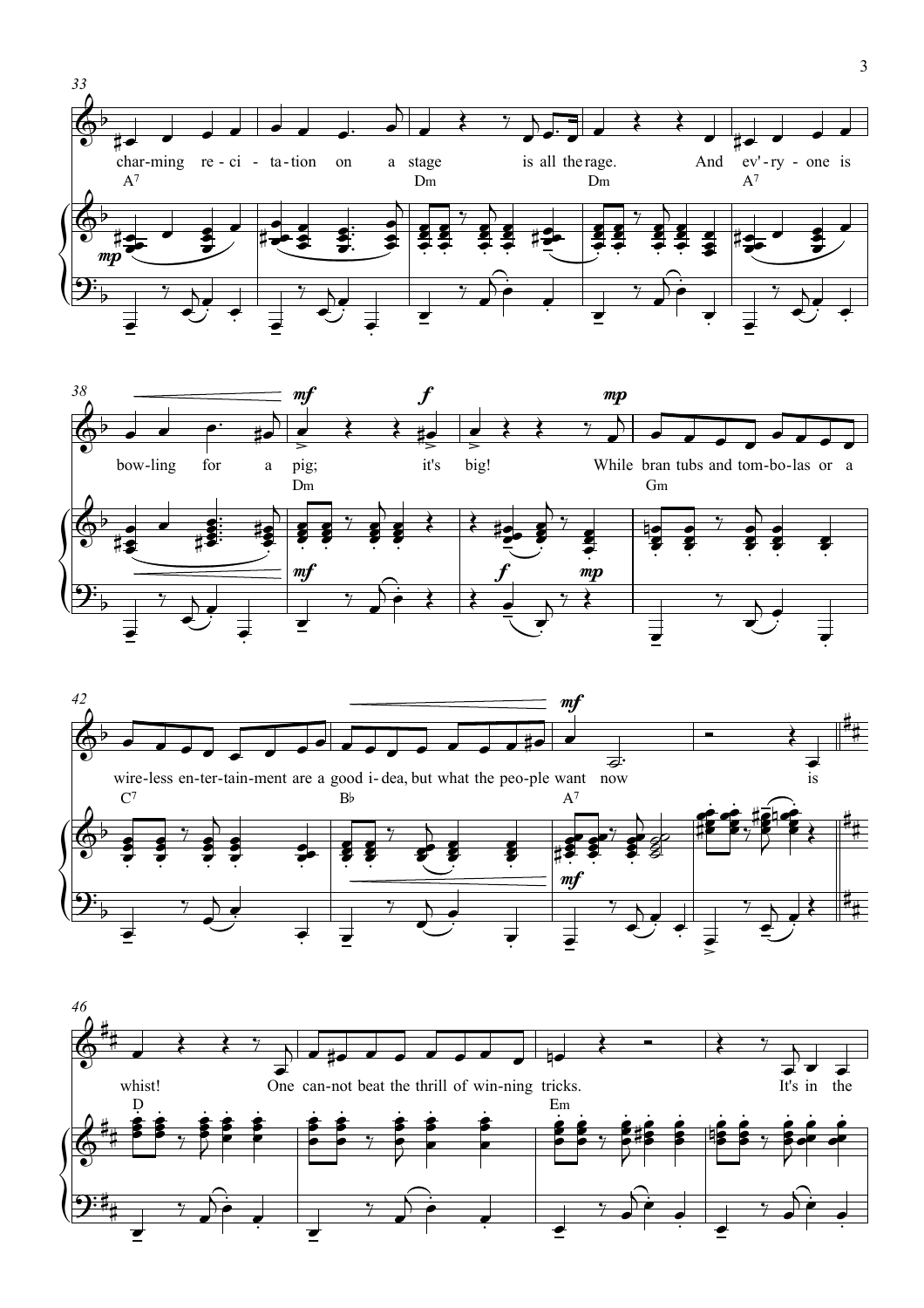33

char-ming re-ci-ta-tion on a stage is all the rage. And ev'-ry-one is

A7 Dm Dm A7

38

bow-ling for a pig; it's big! While bran tubs and tom-bo-las or a

Dm Gm

42

wire-less en-ter-tain-ment are a good i-dea, but what the peo-ple want now is

C7 B♭ A7

46

whist! One can-not beat the thrill of win-ning tricks. It's in the

D Em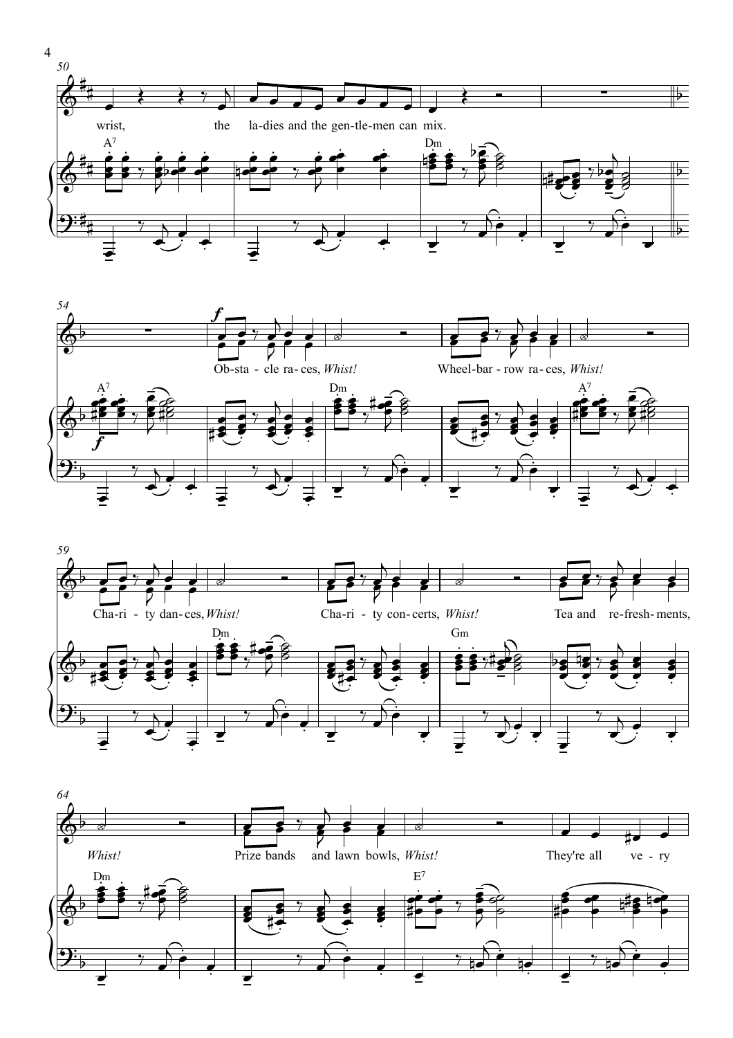wrist, the ladies and the gentlemen can mix.

Ob-sta-cle ra-ces, *Whist!* Wheel-bar-row ra-ces, *Whist!*

Cha-ri-ty dan-ces, *Whist!* Cha-ri-ty con-certs, *Whist!* Tea and re-fresh-ments,

*Whist!* Prize bands and lawn bowls, *Whist!* They're all ve-ry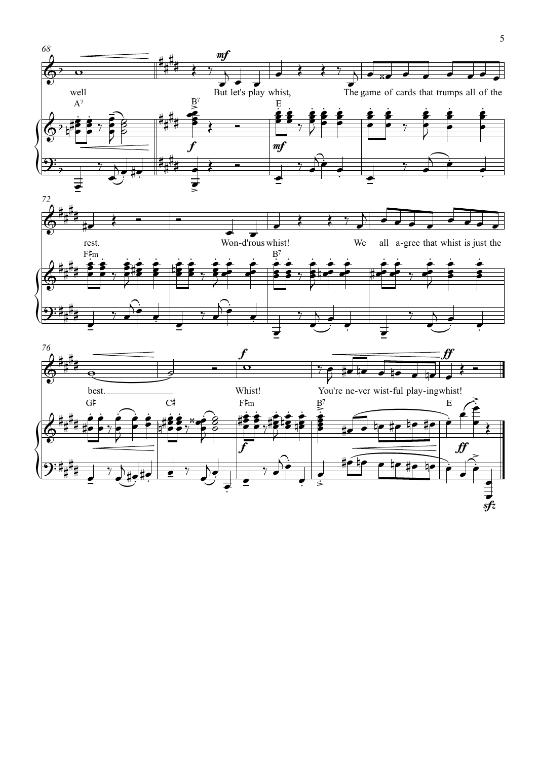well — But let's play whist, — The game of cards that trumps all of the

rest. — Won-d'rous whist! — We all a-gree that whist is just the

best. — Whist! — You're ne-ver wist-ful play-ing whist!